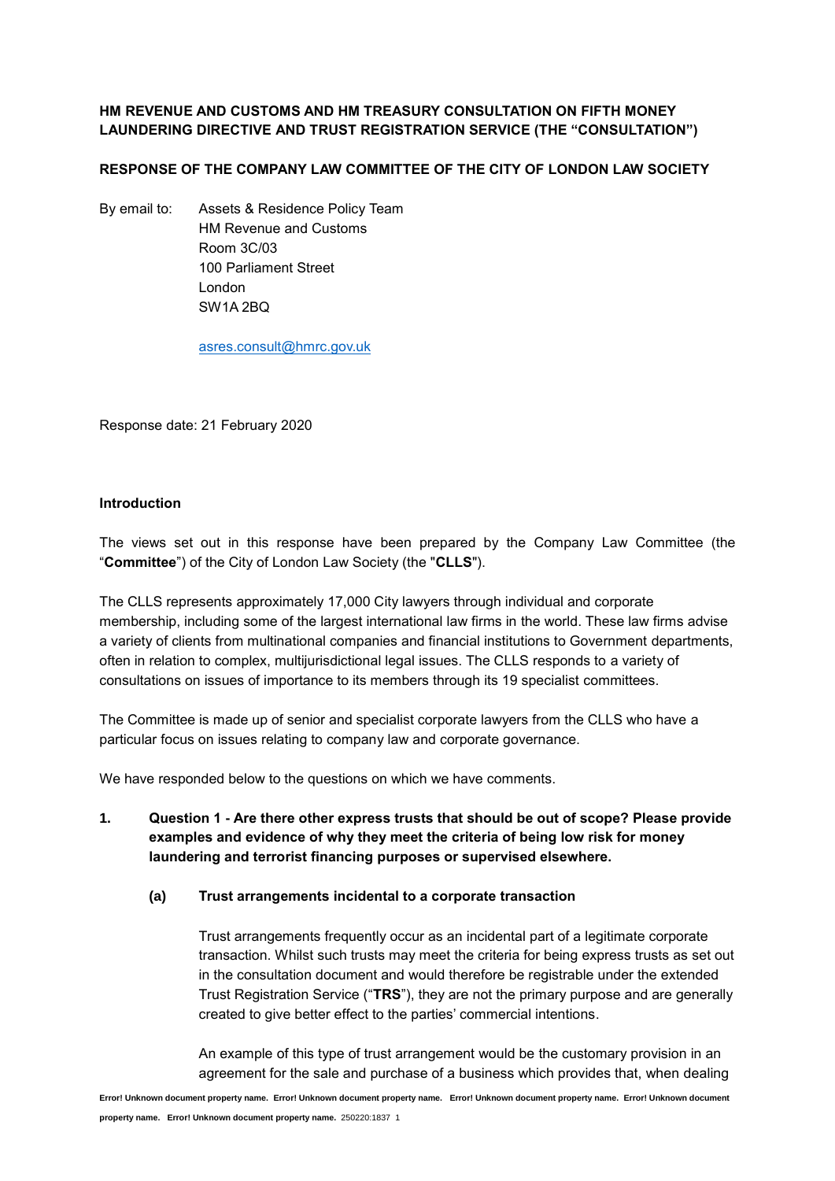**HM REVENUE AND CUSTOMS AND HM TREASURY CONSULTATION ON FIFTH MONEY LAUNDERING DIRECTIVE AND TRUST REGISTRATION SERVICE (THE "CONSULTATION")**

**RESPONSE OF THE COMPANY LAW COMMITTEE OF THE CITY OF LONDON LAW SOCIETY**

By email to: Assets & Residence Policy Team
HM Revenue and Customs
Room 3C/03
100 Parliament Street
London
SW1A 2BQ

asres.consult@hmrc.gov.uk

Response date: 21 February 2020

**Introduction**

The views set out in this response have been prepared by the Company Law Committee (the "**Committee**") of the City of London Law Society (the "**CLLS**").

The CLLS represents approximately 17,000 City lawyers through individual and corporate membership, including some of the largest international law firms in the world. These law firms advise a variety of clients from multinational companies and financial institutions to Government departments, often in relation to complex, multijurisdictional legal issues. The CLLS responds to a variety of consultations on issues of importance to its members through its 19 specialist committees.

The Committee is made up of senior and specialist corporate lawyers from the CLLS who have a particular focus on issues relating to company law and corporate governance.

We have responded below to the questions on which we have comments.

1. **Question 1 - Are there other express trusts that should be out of scope? Please provide examples and evidence of why they meet the criteria of being low risk for money laundering and terrorist financing purposes or supervised elsewhere.**

   (a) **Trust arrangements incidental to a corporate transaction**

   Trust arrangements frequently occur as an incidental part of a legitimate corporate transaction. Whilst such trusts may meet the criteria for being express trusts as set out in the consultation document and would therefore be registrable under the extended Trust Registration Service ("**TRS**"), they are not the primary purpose and are generally created to give better effect to the parties' commercial intentions.

   An example of this type of trust arrangement would be the customary provision in an agreement for the sale and purchase of a business which provides that, when dealing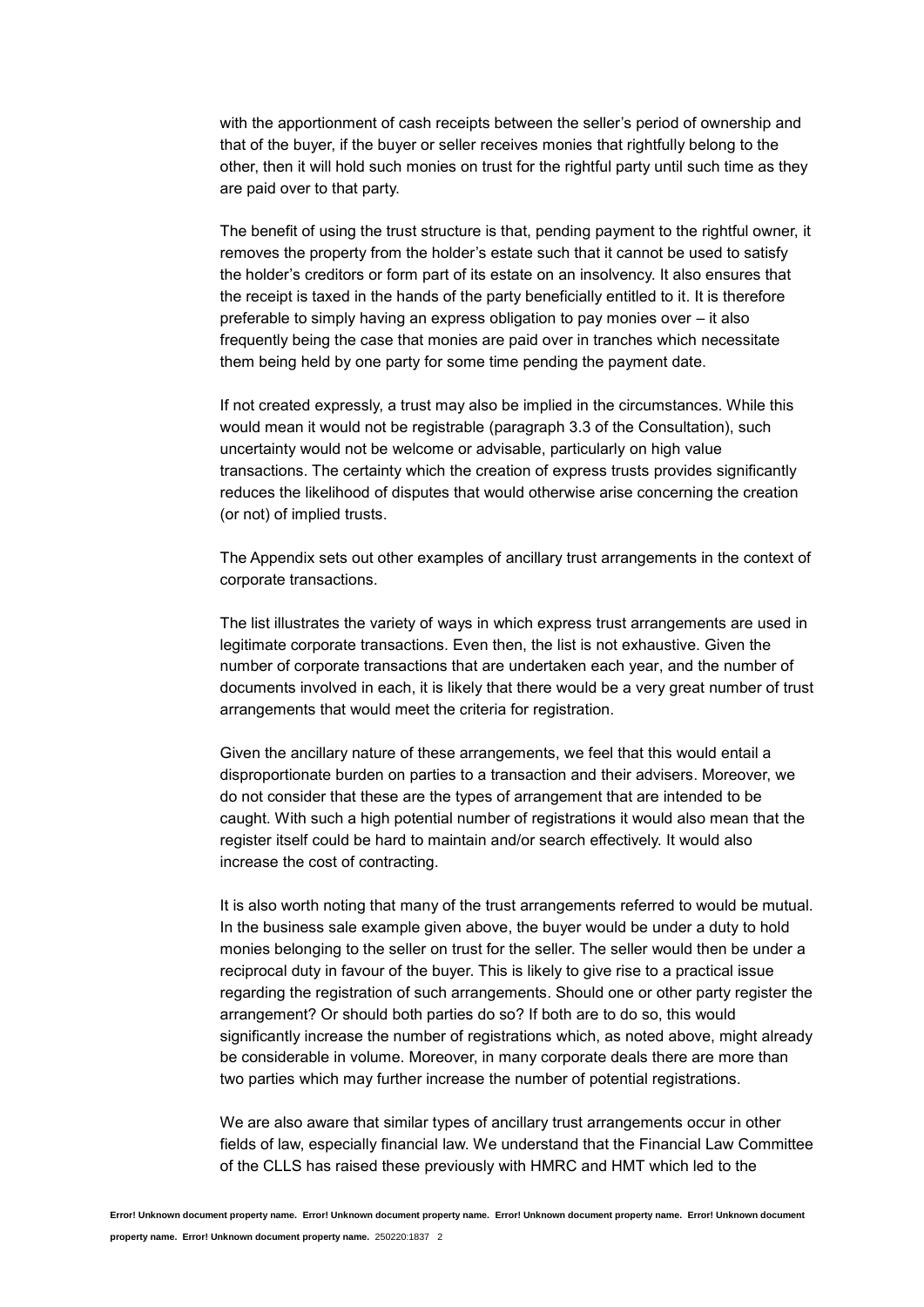with the apportionment of cash receipts between the seller's period of ownership and that of the buyer, if the buyer or seller receives monies that rightfully belong to the other, then it will hold such monies on trust for the rightful party until such time as they are paid over to that party.

The benefit of using the trust structure is that, pending payment to the rightful owner, it removes the property from the holder's estate such that it cannot be used to satisfy the holder's creditors or form part of its estate on an insolvency. It also ensures that the receipt is taxed in the hands of the party beneficially entitled to it. It is therefore preferable to simply having an express obligation to pay monies over – it also frequently being the case that monies are paid over in tranches which necessitate them being held by one party for some time pending the payment date.

If not created expressly, a trust may also be implied in the circumstances. While this would mean it would not be registrable (paragraph 3.3 of the Consultation), such uncertainty would not be welcome or advisable, particularly on high value transactions. The certainty which the creation of express trusts provides significantly reduces the likelihood of disputes that would otherwise arise concerning the creation (or not) of implied trusts.

The Appendix sets out other examples of ancillary trust arrangements in the context of corporate transactions.

The list illustrates the variety of ways in which express trust arrangements are used in legitimate corporate transactions. Even then, the list is not exhaustive. Given the number of corporate transactions that are undertaken each year, and the number of documents involved in each, it is likely that there would be a very great number of trust arrangements that would meet the criteria for registration.

Given the ancillary nature of these arrangements, we feel that this would entail a disproportionate burden on parties to a transaction and their advisers. Moreover, we do not consider that these are the types of arrangement that are intended to be caught. With such a high potential number of registrations it would also mean that the register itself could be hard to maintain and/or search effectively. It would also increase the cost of contracting.

It is also worth noting that many of the trust arrangements referred to would be mutual. In the business sale example given above, the buyer would be under a duty to hold monies belonging to the seller on trust for the seller. The seller would then be under a reciprocal duty in favour of the buyer. This is likely to give rise to a practical issue regarding the registration of such arrangements. Should one or other party register the arrangement? Or should both parties do so? If both are to do so, this would significantly increase the number of registrations which, as noted above, might already be considerable in volume. Moreover, in many corporate deals there are more than two parties which may further increase the number of potential registrations.

We are also aware that similar types of ancillary trust arrangements occur in other fields of law, especially financial law. We understand that the Financial Law Committee of the CLLS has raised these previously with HMRC and HMT which led to the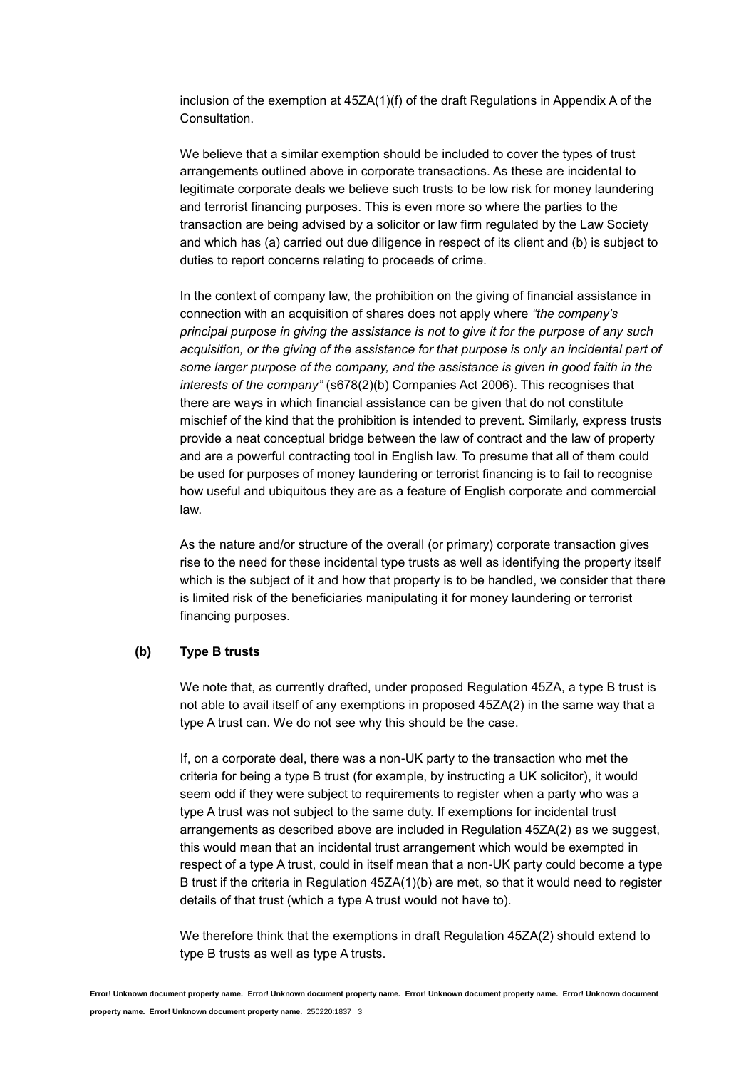inclusion of the exemption at 45ZA(1)(f) of the draft Regulations in Appendix A of the Consultation.

We believe that a similar exemption should be included to cover the types of trust arrangements outlined above in corporate transactions. As these are incidental to legitimate corporate deals we believe such trusts to be low risk for money laundering and terrorist financing purposes. This is even more so where the parties to the transaction are being advised by a solicitor or law firm regulated by the Law Society and which has (a) carried out due diligence in respect of its client and (b) is subject to duties to report concerns relating to proceeds of crime.

In the context of company law, the prohibition on the giving of financial assistance in connection with an acquisition of shares does not apply where *"the company's principal purpose in giving the assistance is not to give it for the purpose of any such acquisition, or the giving of the assistance for that purpose is only an incidental part of some larger purpose of the company, and the assistance is given in good faith in the interests of the company"* (s678(2)(b) Companies Act 2006). This recognises that there are ways in which financial assistance can be given that do not constitute mischief of the kind that the prohibition is intended to prevent. Similarly, express trusts provide a neat conceptual bridge between the law of contract and the law of property and are a powerful contracting tool in English law. To presume that all of them could be used for purposes of money laundering or terrorist financing is to fail to recognise how useful and ubiquitous they are as a feature of English corporate and commercial law.

As the nature and/or structure of the overall (or primary) corporate transaction gives rise to the need for these incidental type trusts as well as identifying the property itself which is the subject of it and how that property is to be handled, we consider that there is limited risk of the beneficiaries manipulating it for money laundering or terrorist financing purposes.

**(b) Type B trusts**

We note that, as currently drafted, under proposed Regulation 45ZA, a type B trust is not able to avail itself of any exemptions in proposed 45ZA(2) in the same way that a type A trust can. We do not see why this should be the case.

If, on a corporate deal, there was a non-UK party to the transaction who met the criteria for being a type B trust (for example, by instructing a UK solicitor), it would seem odd if they were subject to requirements to register when a party who was a type A trust was not subject to the same duty. If exemptions for incidental trust arrangements as described above are included in Regulation 45ZA(2) as we suggest, this would mean that an incidental trust arrangement which would be exempted in respect of a type A trust, could in itself mean that a non-UK party could become a type B trust if the criteria in Regulation 45ZA(1)(b) are met, so that it would need to register details of that trust (which a type A trust would not have to).

We therefore think that the exemptions in draft Regulation 45ZA(2) should extend to type B trusts as well as type A trusts.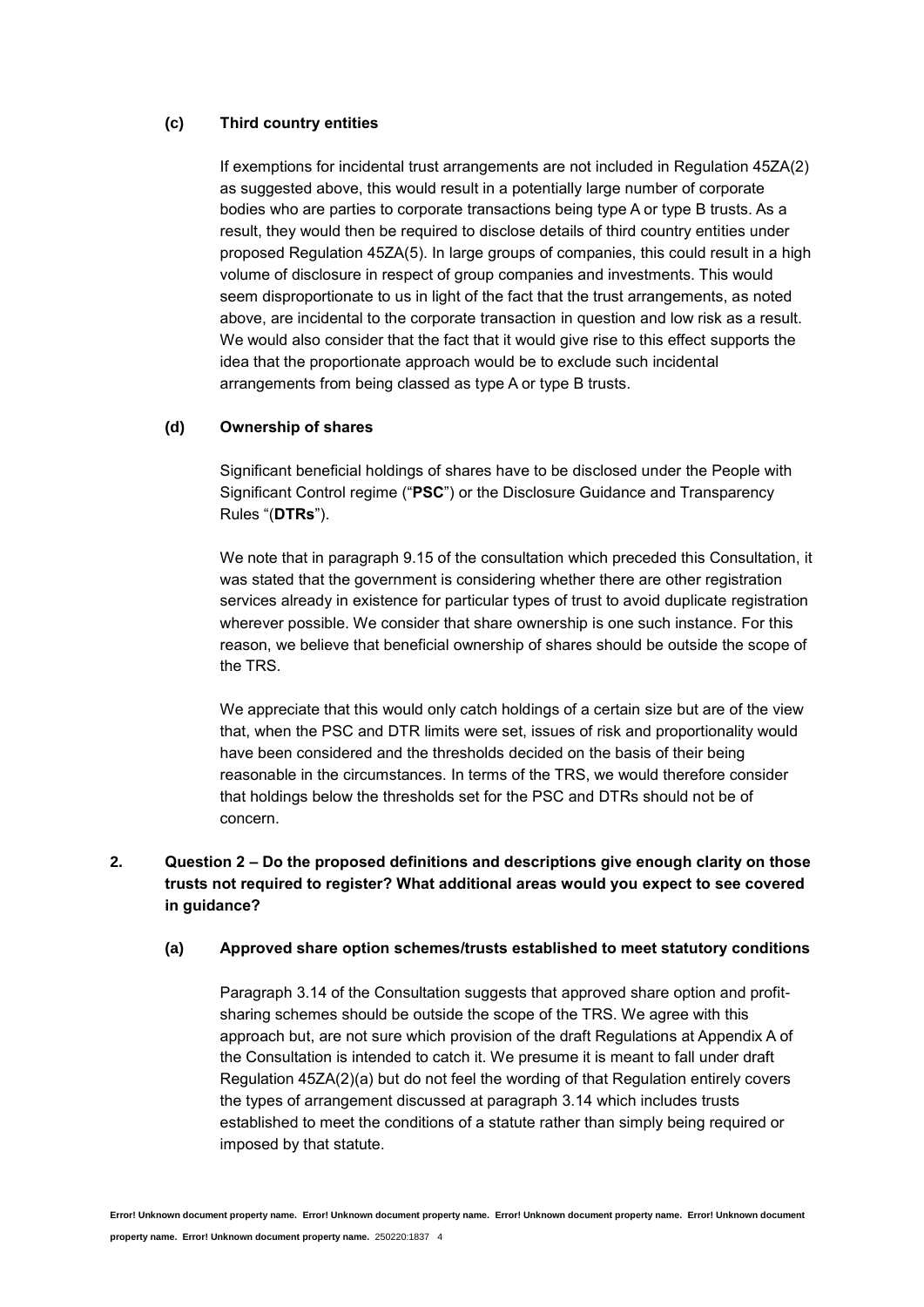**(c) Third country entities**

If exemptions for incidental trust arrangements are not included in Regulation 45ZA(2) as suggested above, this would result in a potentially large number of corporate bodies who are parties to corporate transactions being type A or type B trusts. As a result, they would then be required to disclose details of third country entities under proposed Regulation 45ZA(5). In large groups of companies, this could result in a high volume of disclosure in respect of group companies and investments. This would seem disproportionate to us in light of the fact that the trust arrangements, as noted above, are incidental to the corporate transaction in question and low risk as a result. We would also consider that the fact that it would give rise to this effect supports the idea that the proportionate approach would be to exclude such incidental arrangements from being classed as type A or type B trusts.

**(d) Ownership of shares**

Significant beneficial holdings of shares have to be disclosed under the People with Significant Control regime ("**PSC**") or the Disclosure Guidance and Transparency Rules "(**DTRs**").

We note that in paragraph 9.15 of the consultation which preceded this Consultation, it was stated that the government is considering whether there are other registration services already in existence for particular types of trust to avoid duplicate registration wherever possible. We consider that share ownership is one such instance. For this reason, we believe that beneficial ownership of shares should be outside the scope of the TRS.

We appreciate that this would only catch holdings of a certain size but are of the view that, when the PSC and DTR limits were set, issues of risk and proportionality would have been considered and the thresholds decided on the basis of their being reasonable in the circumstances. In terms of the TRS, we would therefore consider that holdings below the thresholds set for the PSC and DTRs should not be of concern.

**2. Question 2 – Do the proposed definitions and descriptions give enough clarity on those trusts not required to register? What additional areas would you expect to see covered in guidance?**

**(a) Approved share option schemes/trusts established to meet statutory conditions**

Paragraph 3.14 of the Consultation suggests that approved share option and profit-sharing schemes should be outside the scope of the TRS. We agree with this approach but, are not sure which provision of the draft Regulations at Appendix A of the Consultation is intended to catch it. We presume it is meant to fall under draft Regulation 45ZA(2)(a) but do not feel the wording of that Regulation entirely covers the types of arrangement discussed at paragraph 3.14 which includes trusts established to meet the conditions of a statute rather than simply being required or imposed by that statute.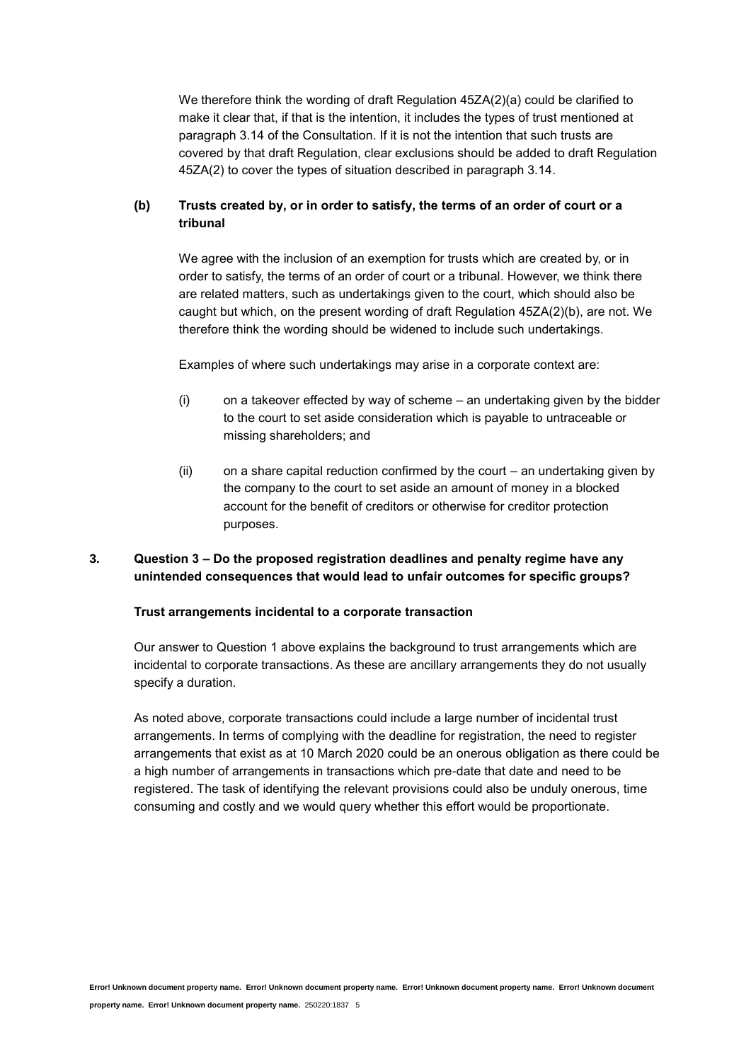We therefore think the wording of draft Regulation 45ZA(2)(a) could be clarified to make it clear that, if that is the intention, it includes the types of trust mentioned at paragraph 3.14 of the Consultation. If it is not the intention that such trusts are covered by that draft Regulation, clear exclusions should be added to draft Regulation 45ZA(2) to cover the types of situation described in paragraph 3.14.

**(b) Trusts created by, or in order to satisfy, the terms of an order of court or a tribunal**

We agree with the inclusion of an exemption for trusts which are created by, or in order to satisfy, the terms of an order of court or a tribunal. However, we think there are related matters, such as undertakings given to the court, which should also be caught but which, on the present wording of draft Regulation 45ZA(2)(b), are not. We therefore think the wording should be widened to include such undertakings.

Examples of where such undertakings may arise in a corporate context are:

(i) on a takeover effected by way of scheme – an undertaking given by the bidder to the court to set aside consideration which is payable to untraceable or missing shareholders; and

(ii) on a share capital reduction confirmed by the court – an undertaking given by the company to the court to set aside an amount of money in a blocked account for the benefit of creditors or otherwise for creditor protection purposes.

## 3. Question 3 – Do the proposed registration deadlines and penalty regime have any unintended consequences that would lead to unfair outcomes for specific groups?

**Trust arrangements incidental to a corporate transaction**

Our answer to Question 1 above explains the background to trust arrangements which are incidental to corporate transactions. As these are ancillary arrangements they do not usually specify a duration.

As noted above, corporate transactions could include a large number of incidental trust arrangements. In terms of complying with the deadline for registration, the need to register arrangements that exist as at 10 March 2020 could be an onerous obligation as there could be a high number of arrangements in transactions which pre-date that date and need to be registered. The task of identifying the relevant provisions could also be unduly onerous, time consuming and costly and we would query whether this effort would be proportionate.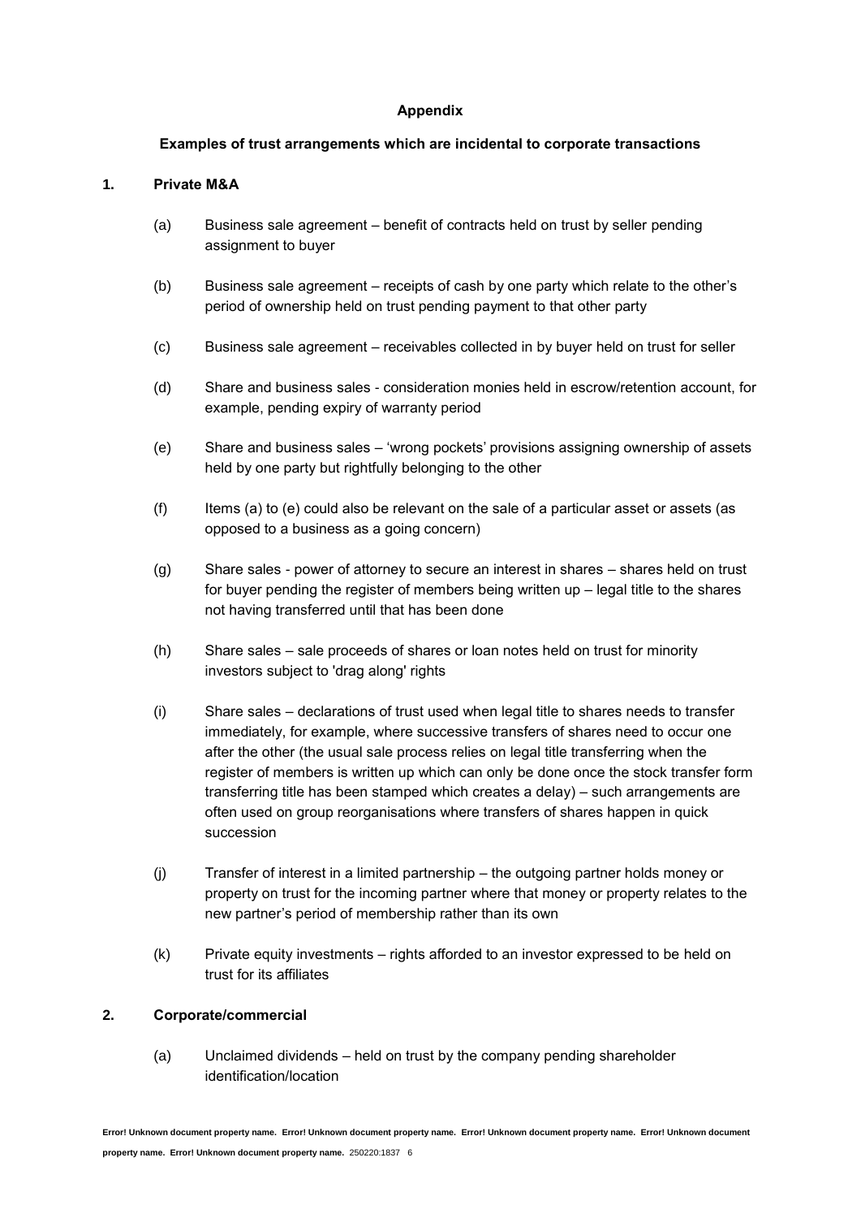**Appendix**

**Examples of trust arrangements which are incidental to corporate transactions**

**1. Private M&A**

(a) Business sale agreement – benefit of contracts held on trust by seller pending assignment to buyer

(b) Business sale agreement – receipts of cash by one party which relate to the other's period of ownership held on trust pending payment to that other party

(c) Business sale agreement – receivables collected in by buyer held on trust for seller

(d) Share and business sales - consideration monies held in escrow/retention account, for example, pending expiry of warranty period

(e) Share and business sales – 'wrong pockets' provisions assigning ownership of assets held by one party but rightfully belonging to the other

(f) Items (a) to (e) could also be relevant on the sale of a particular asset or assets (as opposed to a business as a going concern)

(g) Share sales - power of attorney to secure an interest in shares – shares held on trust for buyer pending the register of members being written up – legal title to the shares not having transferred until that has been done

(h) Share sales – sale proceeds of shares or loan notes held on trust for minority investors subject to 'drag along' rights

(i) Share sales – declarations of trust used when legal title to shares needs to transfer immediately, for example, where successive transfers of shares need to occur one after the other (the usual sale process relies on legal title transferring when the register of members is written up which can only be done once the stock transfer form transferring title has been stamped which creates a delay) – such arrangements are often used on group reorganisations where transfers of shares happen in quick succession

(j) Transfer of interest in a limited partnership – the outgoing partner holds money or property on trust for the incoming partner where that money or property relates to the new partner's period of membership rather than its own

(k) Private equity investments – rights afforded to an investor expressed to be held on trust for its affiliates

**2. Corporate/commercial**

(a) Unclaimed dividends – held on trust by the company pending shareholder identification/location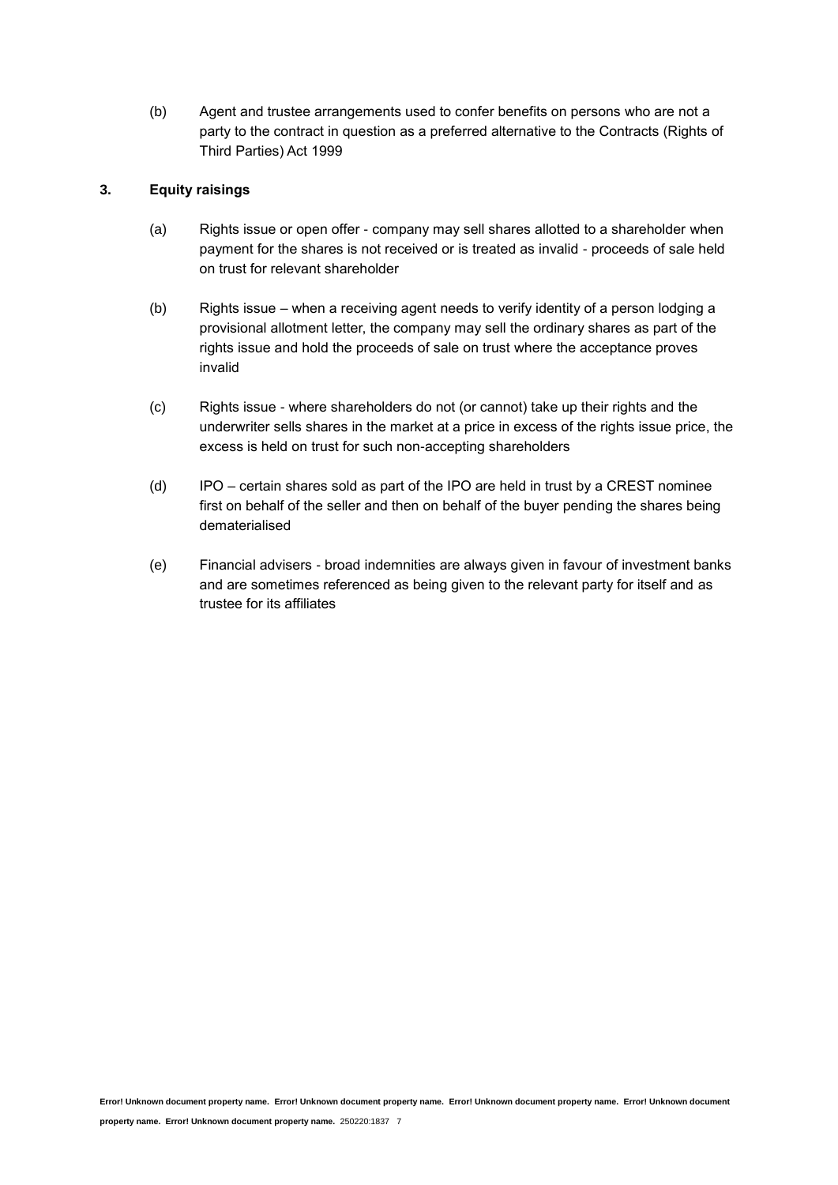(b) Agent and trustee arrangements used to confer benefits on persons who are not a party to the contract in question as a preferred alternative to the Contracts (Rights of Third Parties) Act 1999

## 3. Equity raisings

(a) Rights issue or open offer - company may sell shares allotted to a shareholder when payment for the shares is not received or is treated as invalid - proceeds of sale held on trust for relevant shareholder

(b) Rights issue – when a receiving agent needs to verify identity of a person lodging a provisional allotment letter, the company may sell the ordinary shares as part of the rights issue and hold the proceeds of sale on trust where the acceptance proves invalid

(c) Rights issue - where shareholders do not (or cannot) take up their rights and the underwriter sells shares in the market at a price in excess of the rights issue price, the excess is held on trust for such non-accepting shareholders

(d) IPO – certain shares sold as part of the IPO are held in trust by a CREST nominee first on behalf of the seller and then on behalf of the buyer pending the shares being dematerialised

(e) Financial advisers - broad indemnities are always given in favour of investment banks and are sometimes referenced as being given to the relevant party for itself and as trustee for its affiliates